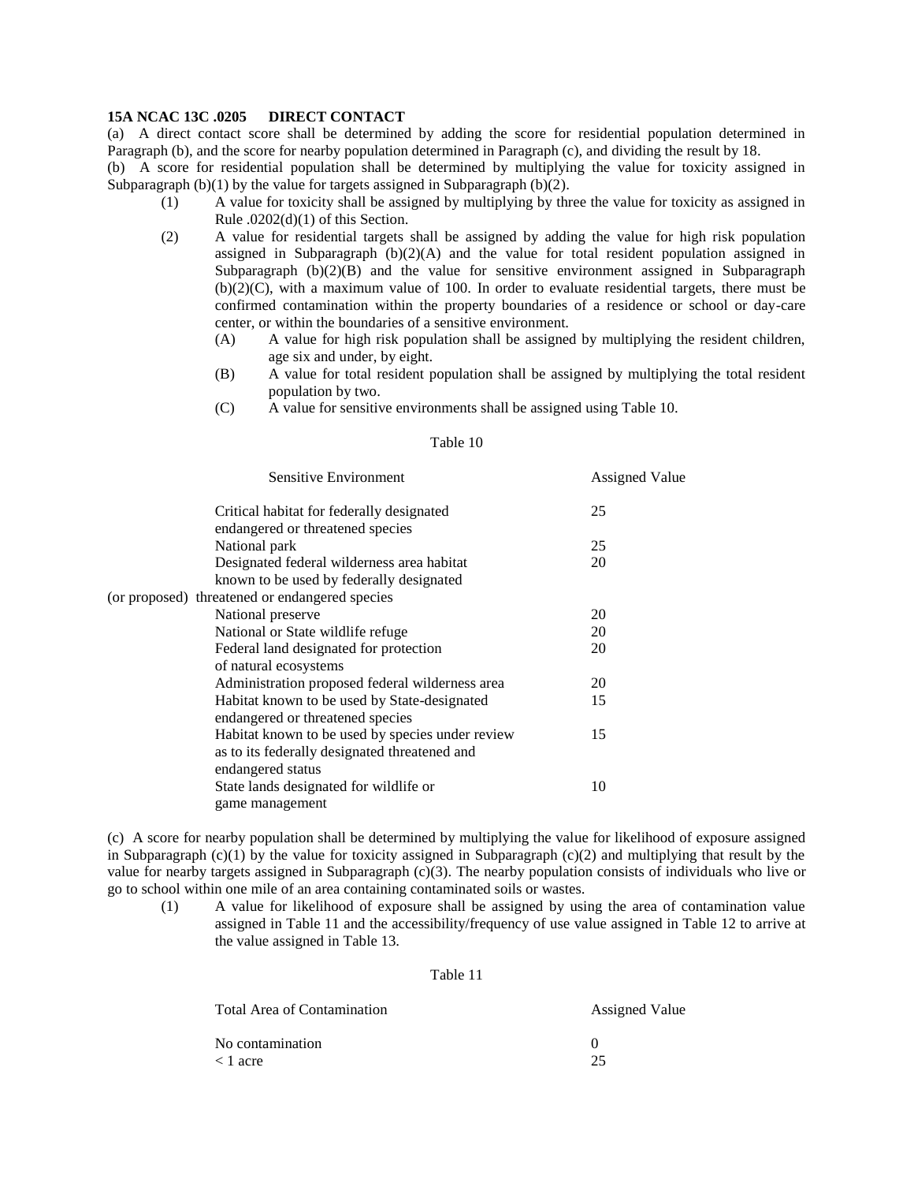**15A NCAC 13C .0205 DIRECT CONTACT**

(a) A direct contact score shall be determined by adding the score for residential population determined in Paragraph (b), and the score for nearby population determined in Paragraph (c), and dividing the result by 18.

(b) A score for residential population shall be determined by multiplying the value for toxicity assigned in Subparagraph (b)(1) by the value for targets assigned in Subparagraph (b)(2).

- (1) A value for toxicity shall be assigned by multiplying by three the value for toxicity as assigned in Rule .0202(d)(1) of this Section.
- (2) A value for residential targets shall be assigned by adding the value for high risk population assigned in Subparagraph (b)(2)(A) and the value for total resident population assigned in Subparagraph (b)(2)(B) and the value for sensitive environment assigned in Subparagraph (b)(2)(C), with a maximum value of 100. In order to evaluate residential targets, there must be confirmed contamination within the property boundaries of a residence or school or day-care center, or within the boundaries of a sensitive environment.
  - (A) A value for high risk population shall be assigned by multiplying the resident children, age six and under, by eight.
  - (B) A value for total resident population shall be assigned by multiplying the total resident population by two.
  - (C) A value for sensitive environments shall be assigned using Table 10.

Table 10

| Sensitive Environment | Assigned Value |
|---|---|
| Critical habitat for federally designated endangered or threatened species | 25 |
| National park | 25 |
| Designated federal wilderness area habitat known to be used by federally designated (or proposed) threatened or endangered species | 20 |
| National preserve | 20 |
| National or State wildlife refuge | 20 |
| Federal land designated for protection of natural ecosystems | 20 |
| Administration proposed federal wilderness area | 20 |
| Habitat known to be used by State-designated endangered or threatened species | 15 |
| Habitat known to be used by species under review as to its federally designated threatened and endangered status | 15 |
| State lands designated for wildlife or game management | 10 |

(c) A score for nearby population shall be determined by multiplying the value for likelihood of exposure assigned in Subparagraph (c)(1) by the value for toxicity assigned in Subparagraph (c)(2) and multiplying that result by the value for nearby targets assigned in Subparagraph (c)(3). The nearby population consists of individuals who live or go to school within one mile of an area containing contaminated soils or wastes.

- (1) A value for likelihood of exposure shall be assigned by using the area of contamination value assigned in Table 11 and the accessibility/frequency of use value assigned in Table 12 to arrive at the value assigned in Table 13.

Table 11

| Total Area of Contamination | Assigned Value |
|---|---|
| No contamination | 0 |
| < 1 acre | 25 |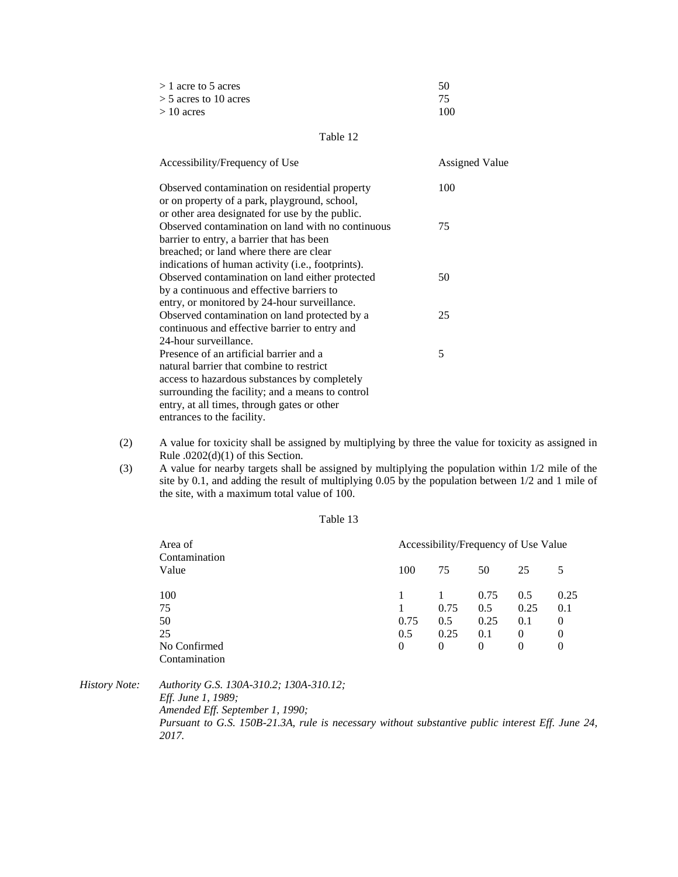| | |
|---|---|
| > 1 acre to 5 acres | 50 |
| > 5 acres to 10 acres | 75 |
| > 10 acres | 100 |

Table 12

| Accessibility/Frequency of Use | Assigned Value |
|---|---|
| Observed contamination on residential property or on property of a park, playground, school, or other area designated for use by the public. | 100 |
| Observed contamination on land with no continuous barrier to entry, a barrier that has been breached; or land where there are clear indications of human activity (i.e., footprints). | 75 |
| Observed contamination on land either protected by a continuous and effective barriers to entry, or monitored by 24-hour surveillance. | 50 |
| Observed contamination on land protected by a continuous and effective barrier to entry and 24-hour surveillance. | 25 |
| Presence of an artificial barrier and a natural barrier that combine to restrict access to hazardous substances by completely surrounding the facility; and a means to control entry, at all times, through gates or other entrances to the facility. | 5 |

(2) A value for toxicity shall be assigned by multiplying by three the value for toxicity as assigned in Rule .0202(d)(1) of this Section.

(3) A value for nearby targets shall be assigned by multiplying the population within 1/2 mile of the site by 0.1, and adding the result of multiplying 0.05 by the population between 1/2 and 1 mile of the site, with a maximum total value of 100.

Table 13

| Area of Contamination Value | Accessibility/Frequency of Use Value | | | | |
|---|---|---|---|---|---|
| | 100 | 75 | 50 | 25 | 5 |
| 100 | 1 | 1 | 0.75 | 0.5 | 0.25 |
| 75 | 1 | 0.75 | 0.5 | 0.25 | 0.1 |
| 50 | 0.75 | 0.5 | 0.25 | 0.1 | 0 |
| 25 | 0.5 | 0.25 | 0.1 | 0 | 0 |
| No Confirmed Contamination | 0 | 0 | 0 | 0 | 0 |

*History Note:* *Authority G.S. 130A-310.2; 130A-310.12;*
*Eff. June 1, 1989;*
*Amended Eff. September 1, 1990;*
*Pursuant to G.S. 150B-21.3A, rule is necessary without substantive public interest Eff. June 24, 2017.*